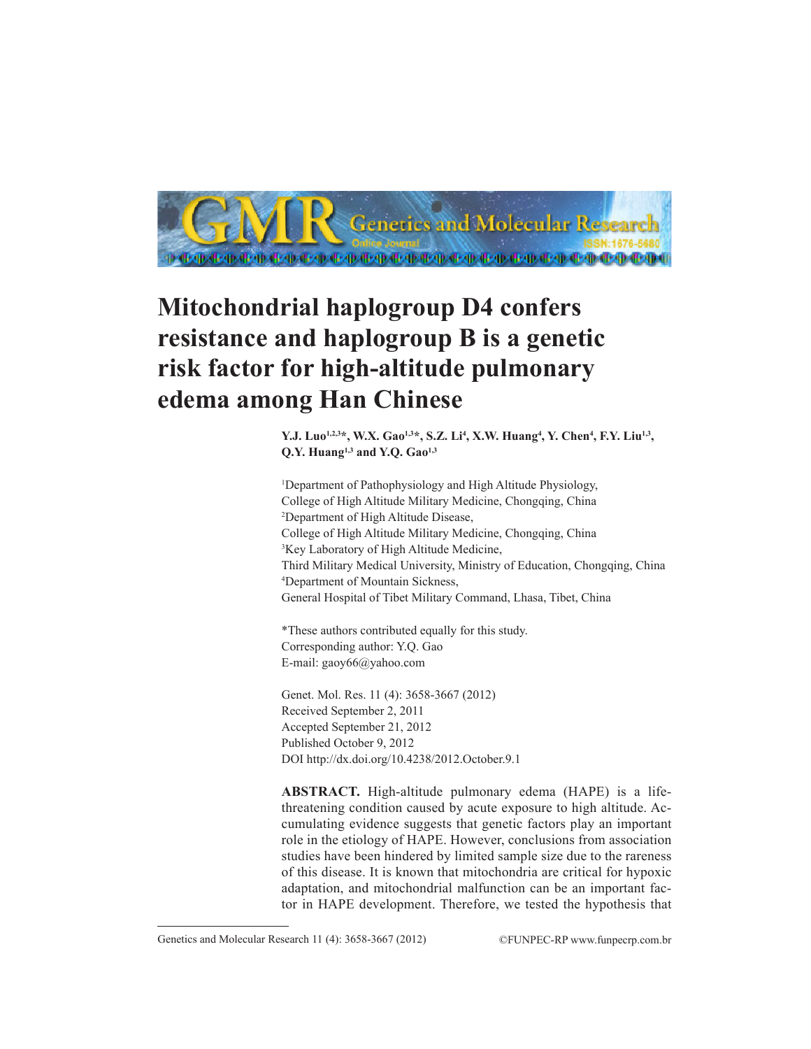# Mitochondrial haplogroup D4 confers resistance and haplogroup B is a genetic risk factor for high-altitude pulmonary edema among Han Chinese

**Y.J. Luo[1,2,3]*, W.X. Gao[1,3]*, S.Z. Li[4], X.W. Huang[4], Y. Chen[4], F.Y. Liu[1,3], Q.Y. Huang[1,3] and Y.Q. Gao[1,3]**

[1]Department of Pathophysiology and High Altitude Physiology, College of High Altitude Military Medicine, Chongqing, China
[2]Department of High Altitude Disease, College of High Altitude Military Medicine, Chongqing, China
[3]Key Laboratory of High Altitude Medicine, Third Military Medical University, Ministry of Education, Chongqing, China
[4]Department of Mountain Sickness, General Hospital of Tibet Military Command, Lhasa, Tibet, China

*These authors contributed equally for this study.
Corresponding author: Y.Q. Gao
E-mail: gaoy66@yahoo.com

Genet. Mol. Res. 11 (4): 3658-3667 (2012)
Received September 2, 2011
Accepted September 21, 2012
Published October 9, 2012
DOI http://dx.doi.org/10.4238/2012.October.9.1

**ABSTRACT.** High-altitude pulmonary edema (HAPE) is a life-threatening condition caused by acute exposure to high altitude. Accumulating evidence suggests that genetic factors play an important role in the etiology of HAPE. However, conclusions from association studies have been hindered by limited sample size due to the rareness of this disease. It is known that mitochondria are critical for hypoxic adaptation, and mitochondrial malfunction can be an important factor in HAPE development. Therefore, we tested the hypothesis that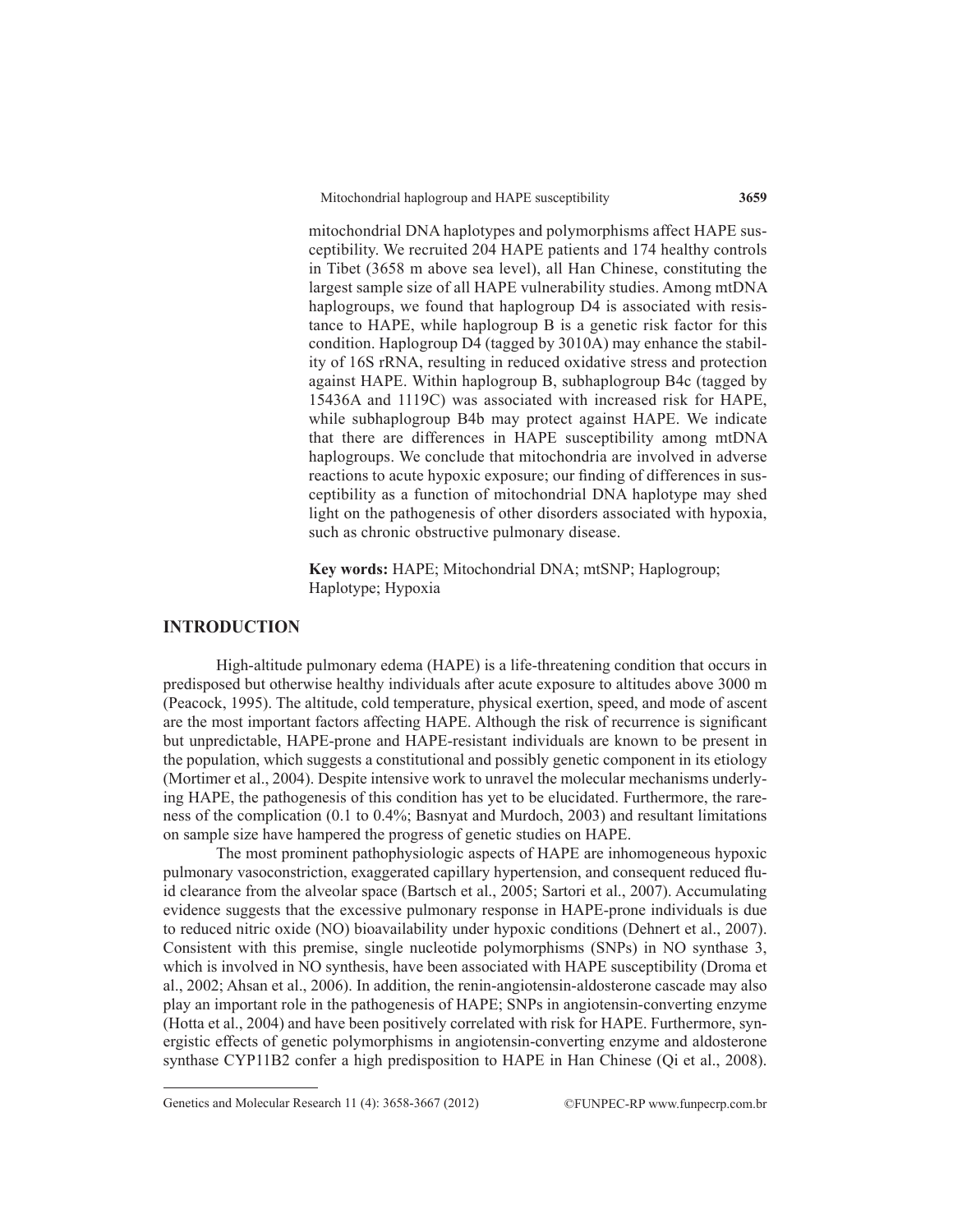mitochondrial DNA haplotypes and polymorphisms affect HAPE susceptibility. We recruited 204 HAPE patients and 174 healthy controls in Tibet (3658 m above sea level), all Han Chinese, constituting the largest sample size of all HAPE vulnerability studies. Among mtDNA haplogroups, we found that haplogroup D4 is associated with resistance to HAPE, while haplogroup B is a genetic risk factor for this condition. Haplogroup D4 (tagged by 3010A) may enhance the stability of 16S rRNA, resulting in reduced oxidative stress and protection against HAPE. Within haplogroup B, subhaplogroup B4c (tagged by 15436A and 1119C) was associated with increased risk for HAPE, while subhaplogroup B4b may protect against HAPE. We indicate that there are differences in HAPE susceptibility among mtDNA haplogroups. We conclude that mitochondria are involved in adverse reactions to acute hypoxic exposure; our finding of differences in susceptibility as a function of mitochondrial DNA haplotype may shed light on the pathogenesis of other disorders associated with hypoxia, such as chronic obstructive pulmonary disease.

**Key words:** HAPE; Mitochondrial DNA; mtSNP; Haplogroup; Haplotype; Hypoxia

## INTRODUCTION

High-altitude pulmonary edema (HAPE) is a life-threatening condition that occurs in predisposed but otherwise healthy individuals after acute exposure to altitudes above 3000 m (Peacock, 1995). The altitude, cold temperature, physical exertion, speed, and mode of ascent are the most important factors affecting HAPE. Although the risk of recurrence is significant but unpredictable, HAPE-prone and HAPE-resistant individuals are known to be present in the population, which suggests a constitutional and possibly genetic component in its etiology (Mortimer et al., 2004). Despite intensive work to unravel the molecular mechanisms underlying HAPE, the pathogenesis of this condition has yet to be elucidated. Furthermore, the rareness of the complication (0.1 to 0.4%; Basnyat and Murdoch, 2003) and resultant limitations on sample size have hampered the progress of genetic studies on HAPE.

The most prominent pathophysiologic aspects of HAPE are inhomogeneous hypoxic pulmonary vasoconstriction, exaggerated capillary hypertension, and consequent reduced fluid clearance from the alveolar space (Bartsch et al., 2005; Sartori et al., 2007). Accumulating evidence suggests that the excessive pulmonary response in HAPE-prone individuals is due to reduced nitric oxide (NO) bioavailability under hypoxic conditions (Dehnert et al., 2007). Consistent with this premise, single nucleotide polymorphisms (SNPs) in NO synthase 3, which is involved in NO synthesis, have been associated with HAPE susceptibility (Droma et al., 2002; Ahsan et al., 2006). In addition, the renin-angiotensin-aldosterone cascade may also play an important role in the pathogenesis of HAPE; SNPs in angiotensin-converting enzyme (Hotta et al., 2004) and have been positively correlated with risk for HAPE. Furthermore, synergistic effects of genetic polymorphisms in angiotensin-converting enzyme and aldosterone synthase CYP11B2 confer a high predisposition to HAPE in Han Chinese (Qi et al., 2008).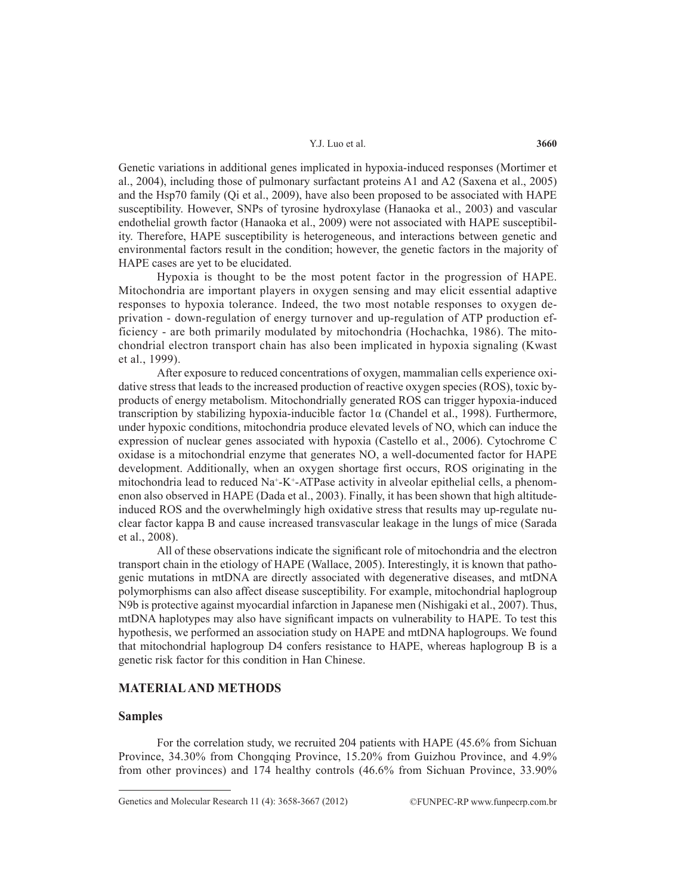Genetic variations in additional genes implicated in hypoxia-induced responses (Mortimer et al., 2004), including those of pulmonary surfactant proteins A1 and A2 (Saxena et al., 2005) and the Hsp70 family (Qi et al., 2009), have also been proposed to be associated with HAPE susceptibility. However, SNPs of tyrosine hydroxylase (Hanaoka et al., 2003) and vascular endothelial growth factor (Hanaoka et al., 2009) were not associated with HAPE susceptibility. Therefore, HAPE susceptibility is heterogeneous, and interactions between genetic and environmental factors result in the condition; however, the genetic factors in the majority of HAPE cases are yet to be elucidated.

Hypoxia is thought to be the most potent factor in the progression of HAPE. Mitochondria are important players in oxygen sensing and may elicit essential adaptive responses to hypoxia tolerance. Indeed, the two most notable responses to oxygen deprivation - down-regulation of energy turnover and up-regulation of ATP production efficiency - are both primarily modulated by mitochondria (Hochachka, 1986). The mitochondrial electron transport chain has also been implicated in hypoxia signaling (Kwast et al., 1999).

After exposure to reduced concentrations of oxygen, mammalian cells experience oxidative stress that leads to the increased production of reactive oxygen species (ROS), toxic byproducts of energy metabolism. Mitochondrially generated ROS can trigger hypoxia-induced transcription by stabilizing hypoxia-inducible factor 1α (Chandel et al., 1998). Furthermore, under hypoxic conditions, mitochondria produce elevated levels of NO, which can induce the expression of nuclear genes associated with hypoxia (Castello et al., 2006). Cytochrome C oxidase is a mitochondrial enzyme that generates NO, a well-documented factor for HAPE development. Additionally, when an oxygen shortage first occurs, ROS originating in the mitochondria lead to reduced $Na^+$-$K^+$-ATPase activity in alveolar epithelial cells, a phenomenon also observed in HAPE (Dada et al., 2003). Finally, it has been shown that high altitude-induced ROS and the overwhelmingly high oxidative stress that results may up-regulate nuclear factor kappa B and cause increased transvascular leakage in the lungs of mice (Sarada et al., 2008).

All of these observations indicate the significant role of mitochondria and the electron transport chain in the etiology of HAPE (Wallace, 2005). Interestingly, it is known that pathogenic mutations in mtDNA are directly associated with degenerative diseases, and mtDNA polymorphisms can also affect disease susceptibility. For example, mitochondrial haplogroup N9b is protective against myocardial infarction in Japanese men (Nishigaki et al., 2007). Thus, mtDNA haplotypes may also have significant impacts on vulnerability to HAPE. To test this hypothesis, we performed an association study on HAPE and mtDNA haplogroups. We found that mitochondrial haplogroup D4 confers resistance to HAPE, whereas haplogroup B is a genetic risk factor for this condition in Han Chinese.

## MATERIAL AND METHODS

### Samples

For the correlation study, we recruited 204 patients with HAPE (45.6% from Sichuan Province, 34.30% from Chongqing Province, 15.20% from Guizhou Province, and 4.9% from other provinces) and 174 healthy controls (46.6% from Sichuan Province, 33.90%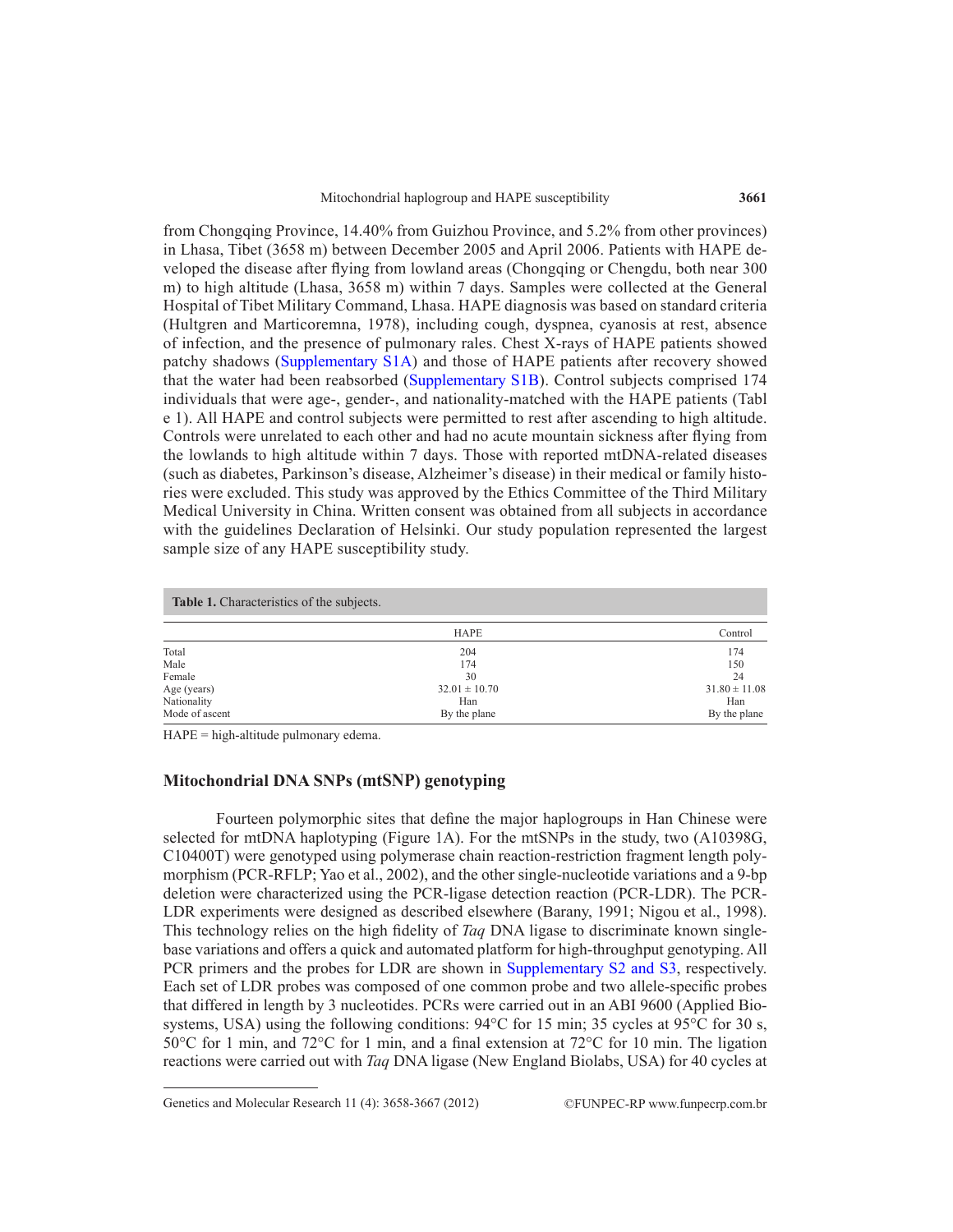from Chongqing Province, 14.40% from Guizhou Province, and 5.2% from other provinces) in Lhasa, Tibet (3658 m) between December 2005 and April 2006. Patients with HAPE developed the disease after flying from lowland areas (Chongqing or Chengdu, both near 300 m) to high altitude (Lhasa, 3658 m) within 7 days. Samples were collected at the General Hospital of Tibet Military Command, Lhasa. HAPE diagnosis was based on standard criteria (Hultgren and Marticoremna, 1978), including cough, dyspnea, cyanosis at rest, absence of infection, and the presence of pulmonary rales. Chest X-rays of HAPE patients showed patchy shadows (Supplementary S1A) and those of HAPE patients after recovery showed that the water had been reabsorbed (Supplementary S1B). Control subjects comprised 174 individuals that were age-, gender-, and nationality-matched with the HAPE patients (Table 1). All HAPE and control subjects were permitted to rest after ascending to high altitude. Controls were unrelated to each other and had no acute mountain sickness after flying from the lowlands to high altitude within 7 days. Those with reported mtDNA-related diseases (such as diabetes, Parkinson's disease, Alzheimer's disease) in their medical or family histories were excluded. This study was approved by the Ethics Committee of the Third Military Medical University in China. Written consent was obtained from all subjects in accordance with the guidelines Declaration of Helsinki. Our study population represented the largest sample size of any HAPE susceptibility study.

**Table 1.** Characteristics of the subjects.

| | HAPE | Control |
|---|---|---|
| Total | 204 | 174 |
| Male | 174 | 150 |
| Female | 30 | 24 |
| Age (years) | 32.01 ± 10.70 | 31.80 ± 11.08 |
| Nationality | Han | Han |
| Mode of ascent | By the plane | By the plane |

HAPE = high-altitude pulmonary edema.

## Mitochondrial DNA SNPs (mtSNP) genotyping

Fourteen polymorphic sites that define the major haplogroups in Han Chinese were selected for mtDNA haplotyping (Figure 1A). For the mtSNPs in the study, two (A10398G, C10400T) were genotyped using polymerase chain reaction-restriction fragment length polymorphism (PCR-RFLP; Yao et al., 2002), and the other single-nucleotide variations and a 9-bp deletion were characterized using the PCR-ligase detection reaction (PCR-LDR). The PCR-LDR experiments were designed as described elsewhere (Barany, 1991; Nigou et al., 1998). This technology relies on the high fidelity of *Taq* DNA ligase to discriminate known single-base variations and offers a quick and automated platform for high-throughput genotyping. All PCR primers and the probes for LDR are shown in Supplementary S2 and S3, respectively. Each set of LDR probes was composed of one common probe and two allele-specific probes that differed in length by 3 nucleotides. PCRs were carried out in an ABI 9600 (Applied Biosystems, USA) using the following conditions: 94°C for 15 min; 35 cycles at 95°C for 30 s, 50°C for 1 min, and 72°C for 1 min, and a final extension at 72°C for 10 min. The ligation reactions were carried out with *Taq* DNA ligase (New England Biolabs, USA) for 40 cycles at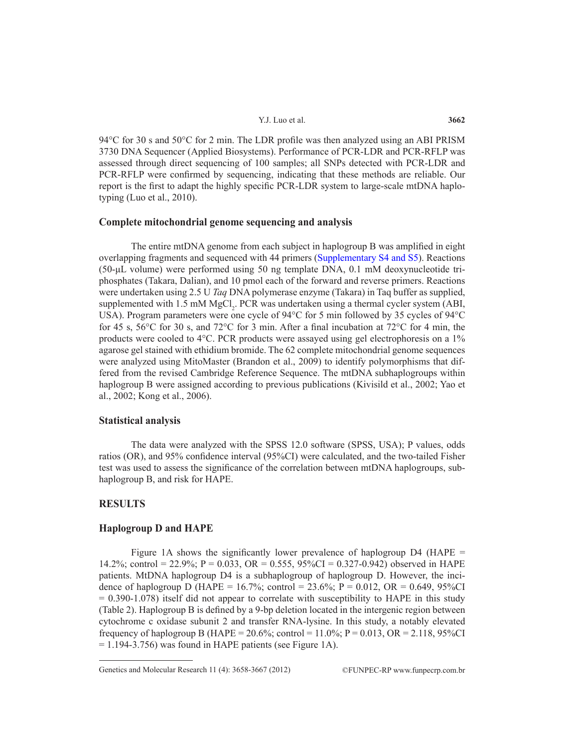94°C for 30 s and 50°C for 2 min. The LDR profile was then analyzed using an ABI PRISM 3730 DNA Sequencer (Applied Biosystems). Performance of PCR-LDR and PCR-RFLP was assessed through direct sequencing of 100 samples; all SNPs detected with PCR-LDR and PCR-RFLP were confirmed by sequencing, indicating that these methods are reliable. Our report is the first to adapt the highly specific PCR-LDR system to large-scale mtDNA haplotyping (Luo et al., 2010).

### Complete mitochondrial genome sequencing and analysis

The entire mtDNA genome from each subject in haplogroup B was amplified in eight overlapping fragments and sequenced with 44 primers (Supplementary S4 and S5). Reactions (50-µL volume) were performed using 50 ng template DNA, 0.1 mM deoxynucleotide triphosphates (Takara, Dalian), and 10 pmol each of the forward and reverse primers. Reactions were undertaken using 2.5 U *Taq* DNA polymerase enzyme (Takara) in Taq buffer as supplied, supplemented with 1.5 mM $MgCl_2$. PCR was undertaken using a thermal cycler system (ABI, USA). Program parameters were one cycle of 94°C for 5 min followed by 35 cycles of 94°C for 45 s, 56°C for 30 s, and 72°C for 3 min. After a final incubation at 72°C for 4 min, the products were cooled to 4°C. PCR products were assayed using gel electrophoresis on a 1% agarose gel stained with ethidium bromide. The 62 complete mitochondrial genome sequences were analyzed using MitoMaster (Brandon et al., 2009) to identify polymorphisms that differed from the revised Cambridge Reference Sequence. The mtDNA subhaplogroups within haplogroup B were assigned according to previous publications (Kivisild et al., 2002; Yao et al., 2002; Kong et al., 2006).

### Statistical analysis

The data were analyzed with the SPSS 12.0 software (SPSS, USA); P values, odds ratios (OR), and 95% confidence interval (95%CI) were calculated, and the two-tailed Fisher test was used to assess the significance of the correlation between mtDNA haplogroups, subhaplogroup B, and risk for HAPE.

## RESULTS

### Haplogroup D and HAPE

Figure 1A shows the significantly lower prevalence of haplogroup D4 (HAPE = 14.2%; control = 22.9%; P = 0.033, OR = 0.555, 95%CI = 0.327-0.942) observed in HAPE patients. MtDNA haplogroup D4 is a subhaplogroup of haplogroup D. However, the incidence of haplogroup D (HAPE = 16.7%; control = 23.6%; P = 0.012, OR = 0.649, 95%CI = 0.390-1.078) itself did not appear to correlate with susceptibility to HAPE in this study (Table 2). Haplogroup B is defined by a 9-bp deletion located in the intergenic region between cytochrome c oxidase subunit 2 and transfer RNA-lysine. In this study, a notably elevated frequency of haplogroup B (HAPE = 20.6%; control = 11.0%; P = 0.013, OR = 2.118, 95%CI = 1.194-3.756) was found in HAPE patients (see Figure 1A).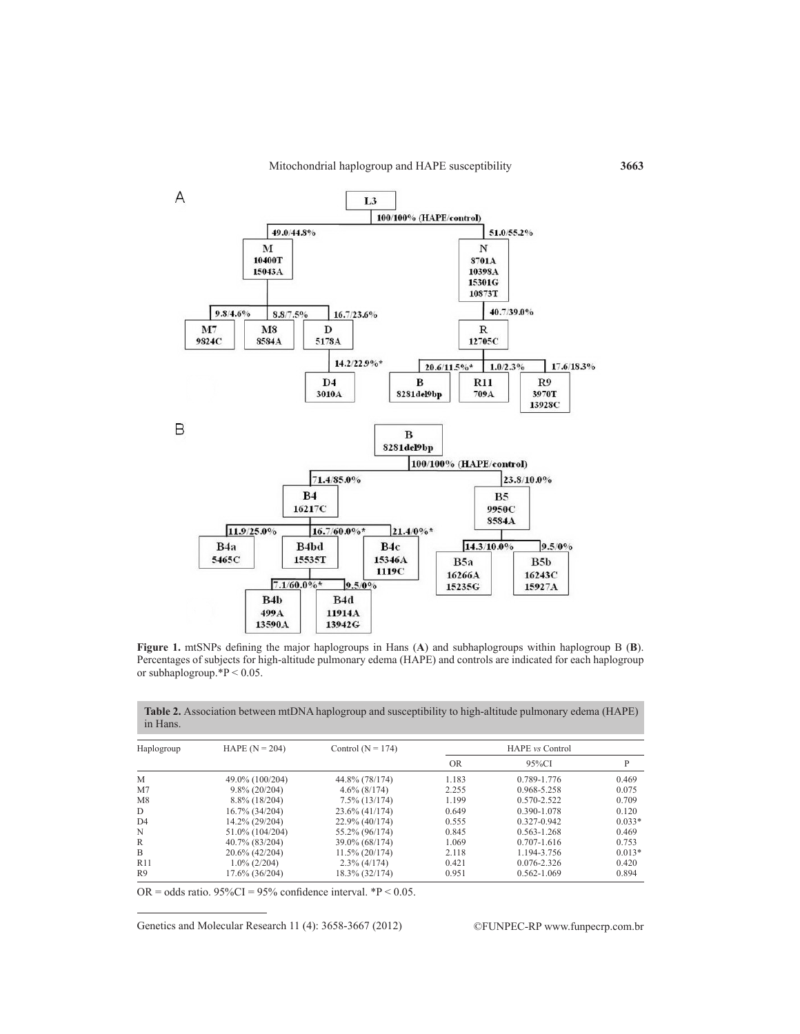A

B

**Figure 1.** mtSNPs defining the major haplogroups in Hans (**A**) and subhaplogroups within haplogroup B (**B**). Percentages of subjects for high-altitude pulmonary edema (HAPE) and controls are indicated for each haplogroup or subhaplogroup.*P < 0.05.

**Table 2.** Association between mtDNA haplogroup and susceptibility to high-altitude pulmonary edema (HAPE) in Hans.

| Haplogroup | HAPE (N = 204) | Control (N = 174) | HAPE *vs* Control | | |
|---|---|---|---|---|---|
| | | | OR | 95%CI | P |
| M | 49.0% (100/204) | 44.8% (78/174) | 1.183 | 0.789-1.776 | 0.469 |
| M7 | 9.8% (20/204) | 4.6% (8/174) | 2.255 | 0.968-5.258 | 0.075 |
| M8 | 8.8% (18/204) | 7.5% (13/174) | 1.199 | 0.570-2.522 | 0.709 |
| D | 16.7% (34/204) | 23.6% (41/174) | 0.649 | 0.390-1.078 | 0.120 |
| D4 | 14.2% (29/204) | 22.9% (40/174) | 0.555 | 0.327-0.942 | 0.033* |
| N | 51.0% (104/204) | 55.2% (96/174) | 0.845 | 0.563-1.268 | 0.469 |
| R | 40.7% (83/204) | 39.0% (68/174) | 1.069 | 0.707-1.616 | 0.753 |
| B | 20.6% (42/204) | 11.5% (20/174) | 2.118 | 1.194-3.756 | 0.013* |
| R11 | 1.0% (2/204) | 2.3% (4/174) | 0.421 | 0.076-2.326 | 0.420 |
| R9 | 17.6% (36/204) | 18.3% (32/174) | 0.951 | 0.562-1.069 | 0.894 |

OR = odds ratio. 95%CI = 95% confidence interval. *P < 0.05.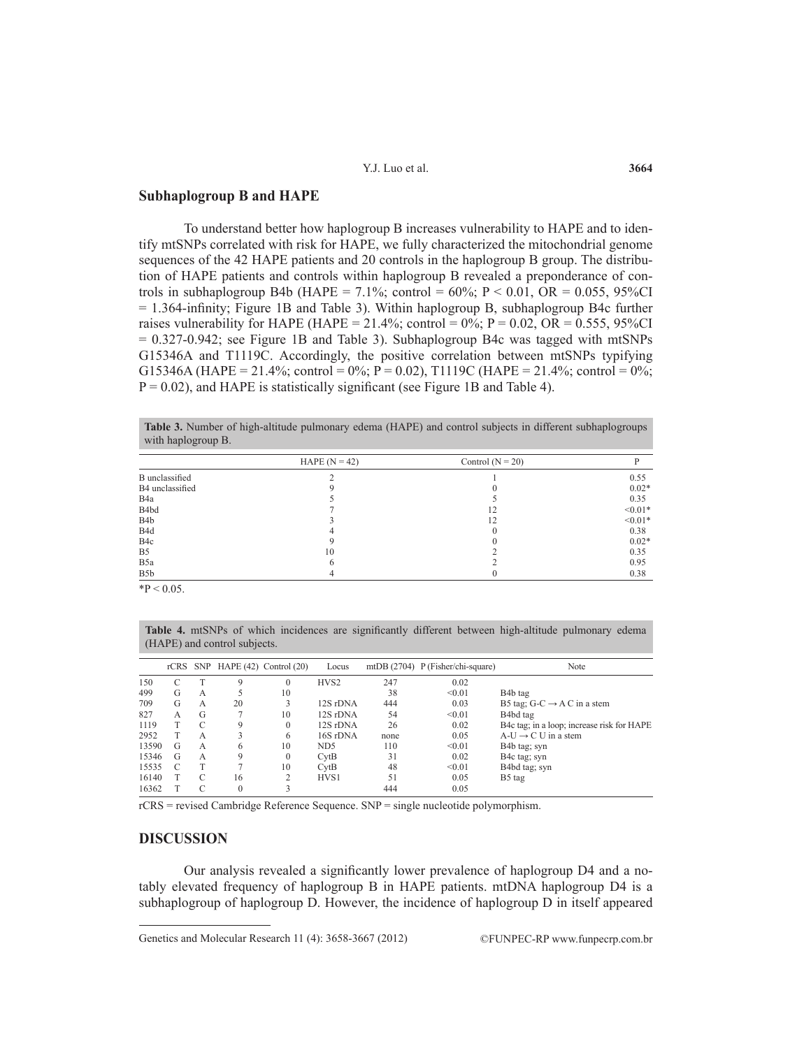## Subhaplogroup B and HAPE

To understand better how haplogroup B increases vulnerability to HAPE and to identify mtSNPs correlated with risk for HAPE, we fully characterized the mitochondrial genome sequences of the 42 HAPE patients and 20 controls in the haplogroup B group. The distribution of HAPE patients and controls within haplogroup B revealed a preponderance of controls in subhaplogroup B4b (HAPE = 7.1%; control = 60%; P < 0.01, OR = 0.055, 95%CI = 1.364-infinity; Figure 1B and Table 3). Within haplogroup B, subhaplogroup B4c further raises vulnerability for HAPE (HAPE = 21.4%; control = 0%; P = 0.02, OR = 0.555, 95%CI = 0.327-0.942; see Figure 1B and Table 3). Subhaplogroup B4c was tagged with mtSNPs G15346A and T1119C. Accordingly, the positive correlation between mtSNPs typifying G15346A (HAPE = 21.4%; control = 0%; P = 0.02), T1119C (HAPE = 21.4%; control = 0%; P = 0.02), and HAPE is statistically significant (see Figure 1B and Table 4).

**Table 3.** Number of high-altitude pulmonary edema (HAPE) and control subjects in different subhaplogroups with haplogroup B.

| | HAPE (N = 42) | Control (N = 20) | P |
|---|---|---|---|
| B unclassified | 2 | 1 | 0.55 |
| B4 unclassified | 9 | 0 | 0.02* |
| B4a | 5 | 5 | 0.35 |
| B4bd | 7 | 12 | <0.01* |
| B4b | 3 | 12 | <0.01* |
| B4d | 4 | 0 | 0.38 |
| B4c | 9 | 0 | 0.02* |
| B5 | 10 | 2 | 0.35 |
| B5a | 6 | 2 | 0.95 |
| B5b | 4 | 0 | 0.38 |

*P < 0.05.

**Table 4.** mtSNPs of which incidences are significantly different between high-altitude pulmonary edema (HAPE) and control subjects.

| | rCRS | SNP | HAPE (42) | Control (20) | Locus | mtDB (2704) | P (Fisher/chi-square) | Note |
|---|---|---|---|---|---|---|---|---|
| 150 | C | T | 9 | 0 | HVS2 | 247 | 0.02 | |
| 499 | G | A | 5 | 10 | | 38 | <0.01 | B4b tag |
| 709 | G | A | 20 | 3 | 12S rDNA | 444 | 0.03 | B5 tag; G-C → A C in a stem |
| 827 | A | G | 7 | 10 | 12S rDNA | 54 | <0.01 | B4bd tag |
| 1119 | T | C | 9 | 0 | 12S rDNA | 26 | 0.02 | B4c tag; in a loop; increase risk for HAPE |
| 2952 | T | A | 3 | 6 | 16S rDNA | none | 0.05 | A-U → C U in a stem |
| 13590 | G | A | 6 | 10 | ND5 | 110 | <0.01 | B4b tag; syn |
| 15346 | G | A | 9 | 0 | CytB | 31 | 0.02 | B4c tag; syn |
| 15535 | C | T | 7 | 10 | CytB | 48 | <0.01 | B4bd tag; syn |
| 16140 | T | C | 16 | 2 | HVS1 | 51 | 0.05 | B5 tag |
| 16362 | T | C | 0 | 3 | | 444 | 0.05 | |

rCRS = revised Cambridge Reference Sequence. SNP = single nucleotide polymorphism.

## DISCUSSION

Our analysis revealed a significantly lower prevalence of haplogroup D4 and a notably elevated frequency of haplogroup B in HAPE patients. mtDNA haplogroup D4 is a subhaplogroup of haplogroup D. However, the incidence of haplogroup D in itself appeared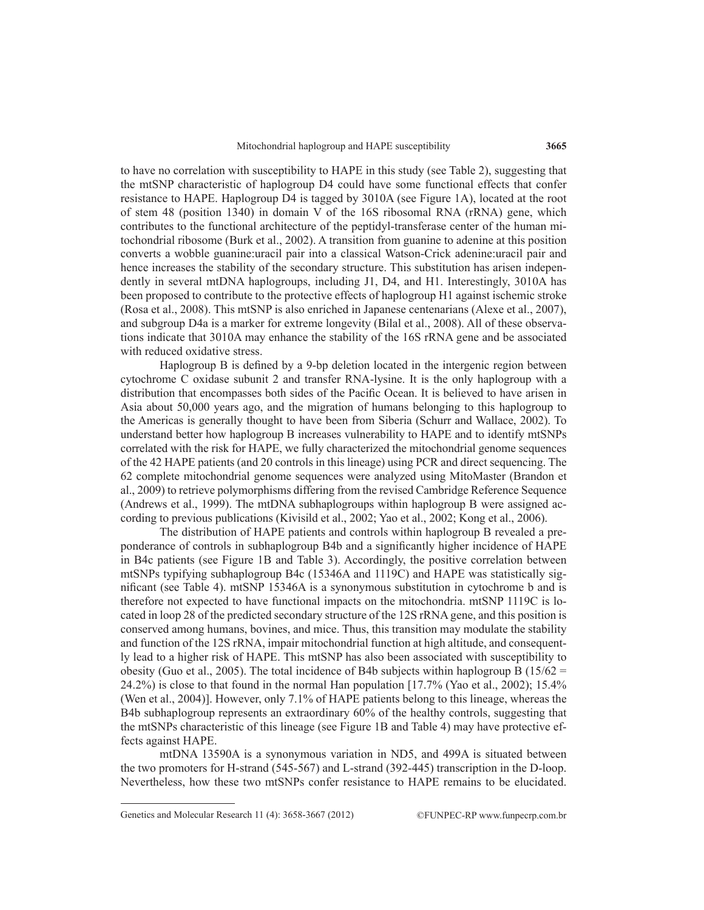to have no correlation with susceptibility to HAPE in this study (see Table 2), suggesting that the mtSNP characteristic of haplogroup D4 could have some functional effects that confer resistance to HAPE. Haplogroup D4 is tagged by 3010A (see Figure 1A), located at the root of stem 48 (position 1340) in domain V of the 16S ribosomal RNA (rRNA) gene, which contributes to the functional architecture of the peptidyl-transferase center of the human mitochondrial ribosome (Burk et al., 2002). A transition from guanine to adenine at this position converts a wobble guanine:uracil pair into a classical Watson-Crick adenine:uracil pair and hence increases the stability of the secondary structure. This substitution has arisen independently in several mtDNA haplogroups, including J1, D4, and H1. Interestingly, 3010A has been proposed to contribute to the protective effects of haplogroup H1 against ischemic stroke (Rosa et al., 2008). This mtSNP is also enriched in Japanese centenarians (Alexe et al., 2007), and subgroup D4a is a marker for extreme longevity (Bilal et al., 2008). All of these observations indicate that 3010A may enhance the stability of the 16S rRNA gene and be associated with reduced oxidative stress.

Haplogroup B is defined by a 9-bp deletion located in the intergenic region between cytochrome C oxidase subunit 2 and transfer RNA-lysine. It is the only haplogroup with a distribution that encompasses both sides of the Pacific Ocean. It is believed to have arisen in Asia about 50,000 years ago, and the migration of humans belonging to this haplogroup to the Americas is generally thought to have been from Siberia (Schurr and Wallace, 2002). To understand better how haplogroup B increases vulnerability to HAPE and to identify mtSNPs correlated with the risk for HAPE, we fully characterized the mitochondrial genome sequences of the 42 HAPE patients (and 20 controls in this lineage) using PCR and direct sequencing. The 62 complete mitochondrial genome sequences were analyzed using MitoMaster (Brandon et al., 2009) to retrieve polymorphisms differing from the revised Cambridge Reference Sequence (Andrews et al., 1999). The mtDNA subhaplogroups within haplogroup B were assigned according to previous publications (Kivisild et al., 2002; Yao et al., 2002; Kong et al., 2006).

The distribution of HAPE patients and controls within haplogroup B revealed a preponderance of controls in subhaplogroup B4b and a significantly higher incidence of HAPE in B4c patients (see Figure 1B and Table 3). Accordingly, the positive correlation between mtSNPs typifying subhaplogroup B4c (15346A and 1119C) and HAPE was statistically significant (see Table 4). mtSNP 15346A is a synonymous substitution in cytochrome b and is therefore not expected to have functional impacts on the mitochondria. mtSNP 1119C is located in loop 28 of the predicted secondary structure of the 12S rRNA gene, and this position is conserved among humans, bovines, and mice. Thus, this transition may modulate the stability and function of the 12S rRNA, impair mitochondrial function at high altitude, and consequently lead to a higher risk of HAPE. This mtSNP has also been associated with susceptibility to obesity (Guo et al., 2005). The total incidence of B4b subjects within haplogroup B (15/62 = 24.2%) is close to that found in the normal Han population [17.7% (Yao et al., 2002); 15.4% (Wen et al., 2004)]. However, only 7.1% of HAPE patients belong to this lineage, whereas the B4b subhaplogroup represents an extraordinary 60% of the healthy controls, suggesting that the mtSNPs characteristic of this lineage (see Figure 1B and Table 4) may have protective effects against HAPE.

mtDNA 13590A is a synonymous variation in ND5, and 499A is situated between the two promoters for H-strand (545-567) and L-strand (392-445) transcription in the D-loop. Nevertheless, how these two mtSNPs confer resistance to HAPE remains to be elucidated.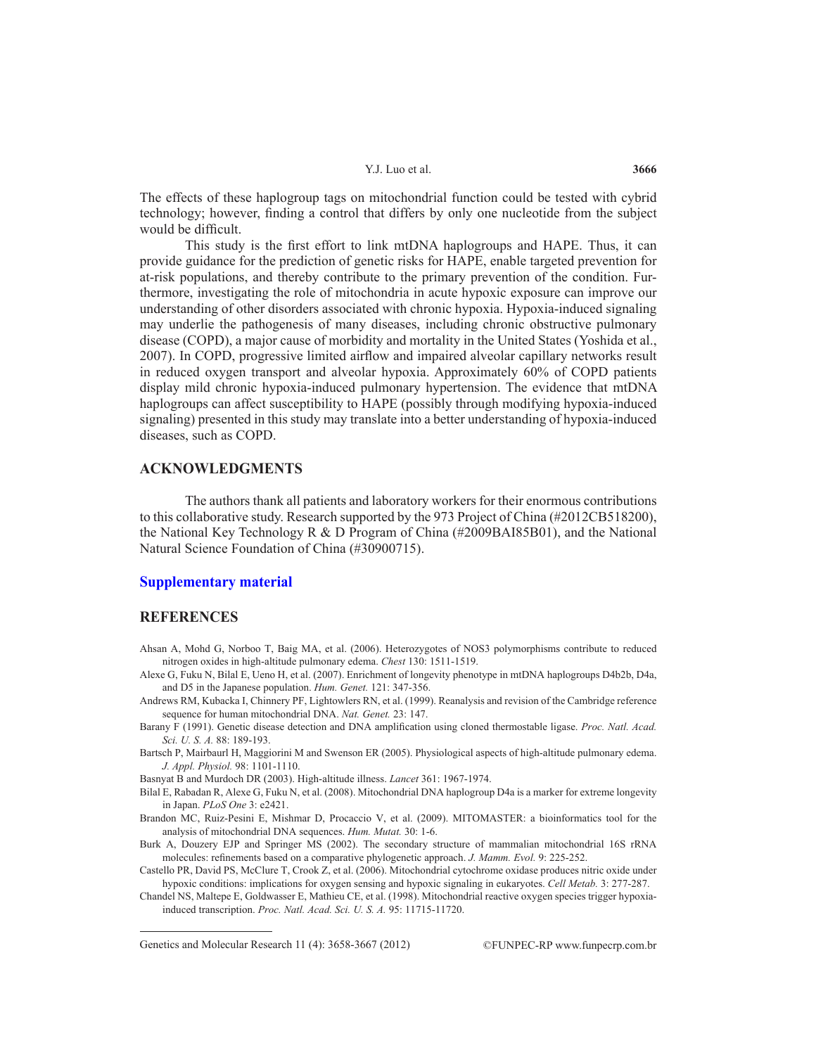The effects of these haplogroup tags on mitochondrial function could be tested with cybrid technology; however, finding a control that differs by only one nucleotide from the subject would be difficult.

This study is the first effort to link mtDNA haplogroups and HAPE. Thus, it can provide guidance for the prediction of genetic risks for HAPE, enable targeted prevention for at-risk populations, and thereby contribute to the primary prevention of the condition. Furthermore, investigating the role of mitochondria in acute hypoxic exposure can improve our understanding of other disorders associated with chronic hypoxia. Hypoxia-induced signaling may underlie the pathogenesis of many diseases, including chronic obstructive pulmonary disease (COPD), a major cause of morbidity and mortality in the United States (Yoshida et al., 2007). In COPD, progressive limited airflow and impaired alveolar capillary networks result in reduced oxygen transport and alveolar hypoxia. Approximately 60% of COPD patients display mild chronic hypoxia-induced pulmonary hypertension. The evidence that mtDNA haplogroups can affect susceptibility to HAPE (possibly through modifying hypoxia-induced signaling) presented in this study may translate into a better understanding of hypoxia-induced diseases, such as COPD.

## ACKNOWLEDGMENTS

The authors thank all patients and laboratory workers for their enormous contributions to this collaborative study. Research supported by the 973 Project of China (#2012CB518200), the National Key Technology R & D Program of China (#2009BAI85B01), and the National Natural Science Foundation of China (#30900715).

## Supplementary material

## REFERENCES

Ahsan A, Mohd G, Norboo T, Baig MA, et al. (2006). Heterozygotes of NOS3 polymorphisms contribute to reduced nitrogen oxides in high-altitude pulmonary edema. *Chest* 130: 1511-1519.

Alexe G, Fuku N, Bilal E, Ueno H, et al. (2007). Enrichment of longevity phenotype in mtDNA haplogroups D4b2b, D4a, and D5 in the Japanese population. *Hum. Genet.* 121: 347-356.

Andrews RM, Kubacka I, Chinnery PF, Lightowlers RN, et al. (1999). Reanalysis and revision of the Cambridge reference sequence for human mitochondrial DNA. *Nat. Genet.* 23: 147.

Barany F (1991). Genetic disease detection and DNA amplification using cloned thermostable ligase. *Proc. Natl. Acad. Sci. U. S. A.* 88: 189-193.

Bartsch P, Mairbaurl H, Maggiorini M and Swenson ER (2005). Physiological aspects of high-altitude pulmonary edema. *J. Appl. Physiol.* 98: 1101-1110.

Basnyat B and Murdoch DR (2003). High-altitude illness. *Lancet* 361: 1967-1974.

Bilal E, Rabadan R, Alexe G, Fuku N, et al. (2008). Mitochondrial DNA haplogroup D4a is a marker for extreme longevity in Japan. *PLoS One* 3: e2421.

Brandon MC, Ruiz-Pesini E, Mishmar D, Procaccio V, et al. (2009). MITOMASTER: a bioinformatics tool for the analysis of mitochondrial DNA sequences. *Hum. Mutat.* 30: 1-6.

Burk A, Douzery EJP and Springer MS (2002). The secondary structure of mammalian mitochondrial 16S rRNA molecules: refinements based on a comparative phylogenetic approach. *J. Mamm. Evol.* 9: 225-252.

Castello PR, David PS, McClure T, Crook Z, et al. (2006). Mitochondrial cytochrome oxidase produces nitric oxide under hypoxic conditions: implications for oxygen sensing and hypoxic signaling in eukaryotes. *Cell Metab.* 3: 277-287.

Chandel NS, Maltepe E, Goldwasser E, Mathieu CE, et al. (1998). Mitochondrial reactive oxygen species trigger hypoxia-induced transcription. *Proc. Natl. Acad. Sci. U. S. A.* 95: 11715-11720.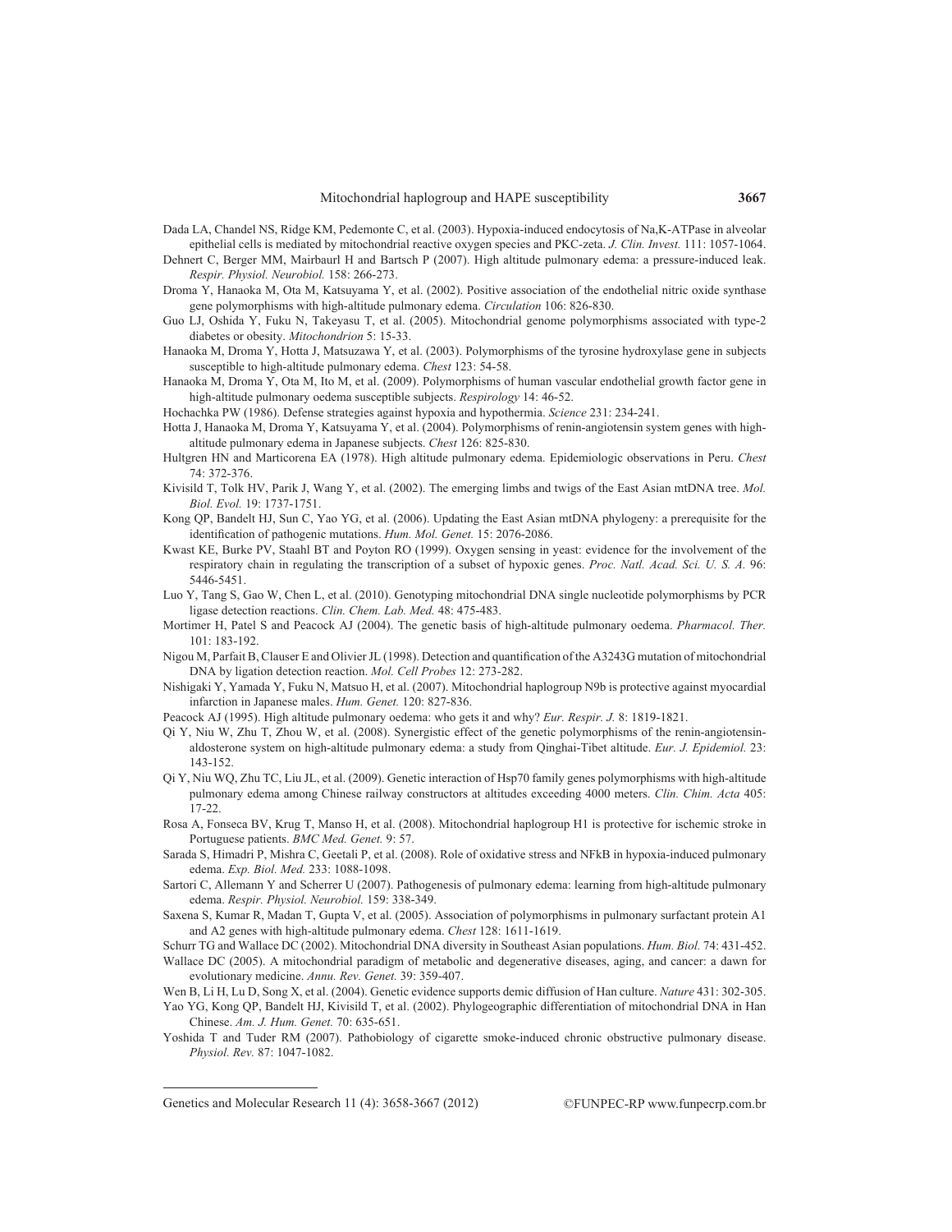Dada LA, Chandel NS, Ridge KM, Pedemonte C, et al. (2003). Hypoxia-induced endocytosis of Na,K-ATPase in alveolar epithelial cells is mediated by mitochondrial reactive oxygen species and PKC-zeta. *J. Clin. Invest.* 111: 1057-1064.

Dehnert C, Berger MM, Mairbaurl H and Bartsch P (2007). High altitude pulmonary edema: a pressure-induced leak. *Respir. Physiol. Neurobiol.* 158: 266-273.

Droma Y, Hanaoka M, Ota M, Katsuyama Y, et al. (2002). Positive association of the endothelial nitric oxide synthase gene polymorphisms with high-altitude pulmonary edema. *Circulation* 106: 826-830.

Guo LJ, Oshida Y, Fuku N, Takeyasu T, et al. (2005). Mitochondrial genome polymorphisms associated with type-2 diabetes or obesity. *Mitochondrion* 5: 15-33.

Hanaoka M, Droma Y, Hotta J, Matsuzawa Y, et al. (2003). Polymorphisms of the tyrosine hydroxylase gene in subjects susceptible to high-altitude pulmonary edema. *Chest* 123: 54-58.

Hanaoka M, Droma Y, Ota M, Ito M, et al. (2009). Polymorphisms of human vascular endothelial growth factor gene in high-altitude pulmonary oedema susceptible subjects. *Respirology* 14: 46-52.

Hochachka PW (1986). Defense strategies against hypoxia and hypothermia. *Science* 231: 234-241.

Hotta J, Hanaoka M, Droma Y, Katsuyama Y, et al. (2004). Polymorphisms of renin-angiotensin system genes with high-altitude pulmonary edema in Japanese subjects. *Chest* 126: 825-830.

Hultgren HN and Marticorena EA (1978). High altitude pulmonary edema. Epidemiologic observations in Peru. *Chest* 74: 372-376.

Kivisild T, Tolk HV, Parik J, Wang Y, et al. (2002). The emerging limbs and twigs of the East Asian mtDNA tree. *Mol. Biol. Evol.* 19: 1737-1751.

Kong QP, Bandelt HJ, Sun C, Yao YG, et al. (2006). Updating the East Asian mtDNA phylogeny: a prerequisite for the identification of pathogenic mutations. *Hum. Mol. Genet.* 15: 2076-2086.

Kwast KE, Burke PV, Staahl BT and Poyton RO (1999). Oxygen sensing in yeast: evidence for the involvement of the respiratory chain in regulating the transcription of a subset of hypoxic genes. *Proc. Natl. Acad. Sci. U. S. A.* 96: 5446-5451.

Luo Y, Tang S, Gao W, Chen L, et al. (2010). Genotyping mitochondrial DNA single nucleotide polymorphisms by PCR ligase detection reactions. *Clin. Chem. Lab. Med.* 48: 475-483.

Mortimer H, Patel S and Peacock AJ (2004). The genetic basis of high-altitude pulmonary oedema. *Pharmacol. Ther.* 101: 183-192.

Nigou M, Parfait B, Clauser E and Olivier JL (1998). Detection and quantification of the A3243G mutation of mitochondrial DNA by ligation detection reaction. *Mol. Cell Probes* 12: 273-282.

Nishigaki Y, Yamada Y, Fuku N, Matsuo H, et al. (2007). Mitochondrial haplogroup N9b is protective against myocardial infarction in Japanese males. *Hum. Genet.* 120: 827-836.

Peacock AJ (1995). High altitude pulmonary oedema: who gets it and why? *Eur. Respir. J.* 8: 1819-1821.

Qi Y, Niu W, Zhu T, Zhou W, et al. (2008). Synergistic effect of the genetic polymorphisms of the renin-angiotensin-aldosterone system on high-altitude pulmonary edema: a study from Qinghai-Tibet altitude. *Eur. J. Epidemiol.* 23: 143-152.

Qi Y, Niu WQ, Zhu TC, Liu JL, et al. (2009). Genetic interaction of Hsp70 family genes polymorphisms with high-altitude pulmonary edema among Chinese railway constructors at altitudes exceeding 4000 meters. *Clin. Chim. Acta* 405: 17-22.

Rosa A, Fonseca BV, Krug T, Manso H, et al. (2008). Mitochondrial haplogroup H1 is protective for ischemic stroke in Portuguese patients. *BMC Med. Genet.* 9: 57.

Sarada S, Himadri P, Mishra C, Geetali P, et al. (2008). Role of oxidative stress and NFkB in hypoxia-induced pulmonary edema. *Exp. Biol. Med.* 233: 1088-1098.

Sartori C, Allemann Y and Scherrer U (2007). Pathogenesis of pulmonary edema: learning from high-altitude pulmonary edema. *Respir. Physiol. Neurobiol.* 159: 338-349.

Saxena S, Kumar R, Madan T, Gupta V, et al. (2005). Association of polymorphisms in pulmonary surfactant protein A1 and A2 genes with high-altitude pulmonary edema. *Chest* 128: 1611-1619.

Schurr TG and Wallace DC (2002). Mitochondrial DNA diversity in Southeast Asian populations. *Hum. Biol.* 74: 431-452.

Wallace DC (2005). A mitochondrial paradigm of metabolic and degenerative diseases, aging, and cancer: a dawn for evolutionary medicine. *Annu. Rev. Genet.* 39: 359-407.

Wen B, Li H, Lu D, Song X, et al. (2004). Genetic evidence supports demic diffusion of Han culture. *Nature* 431: 302-305.

Yao YG, Kong QP, Bandelt HJ, Kivisild T, et al. (2002). Phylogeographic differentiation of mitochondrial DNA in Han Chinese. *Am. J. Hum. Genet.* 70: 635-651.

Yoshida T and Tuder RM (2007). Pathobiology of cigarette smoke-induced chronic obstructive pulmonary disease. *Physiol. Rev.* 87: 1047-1082.